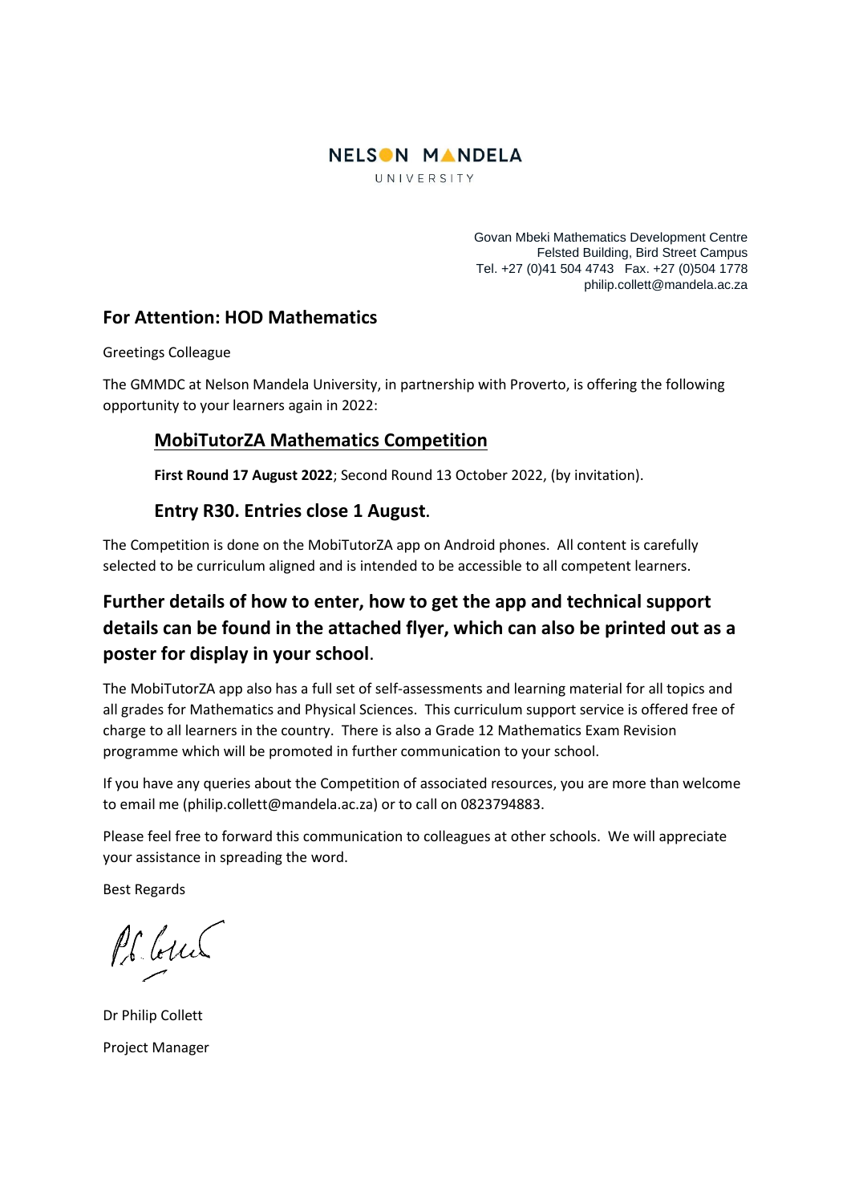NELSON MANDELA
UNIVERSITY

Govan Mbeki Mathematics Development Centre
Felsted Building, Bird Street Campus
Tel. +27 (0)41 504 4743 Fax. +27 (0)504 1778
philip.collett@mandela.ac.za

## For Attention: HOD Mathematics

Greetings Colleague

The GMMDC at Nelson Mandela University, in partnership with Proverto, is offering the following opportunity to your learners again in 2022:

### MobiTutorZA Mathematics Competition

**First Round 17 August 2022**; Second Round 13 October 2022, (by invitation).

### Entry R30. Entries close 1 August.

The Competition is done on the MobiTutorZA app on Android phones. All content is carefully selected to be curriculum aligned and is intended to be accessible to all competent learners.

## Further details of how to enter, how to get the app and technical support details can be found in the attached flyer, which can also be printed out as a poster for display in your school.

The MobiTutorZA app also has a full set of self-assessments and learning material for all topics and all grades for Mathematics and Physical Sciences. This curriculum support service is offered free of charge to all learners in the country. There is also a Grade 12 Mathematics Exam Revision programme which will be promoted in further communication to your school.

If you have any queries about the Competition of associated resources, you are more than welcome to email me (philip.collett@mandela.ac.za) or to call on 0823794883.

Please feel free to forward this communication to colleagues at other schools. We will appreciate your assistance in spreading the word.

Best Regards

Dr Philip Collett

Project Manager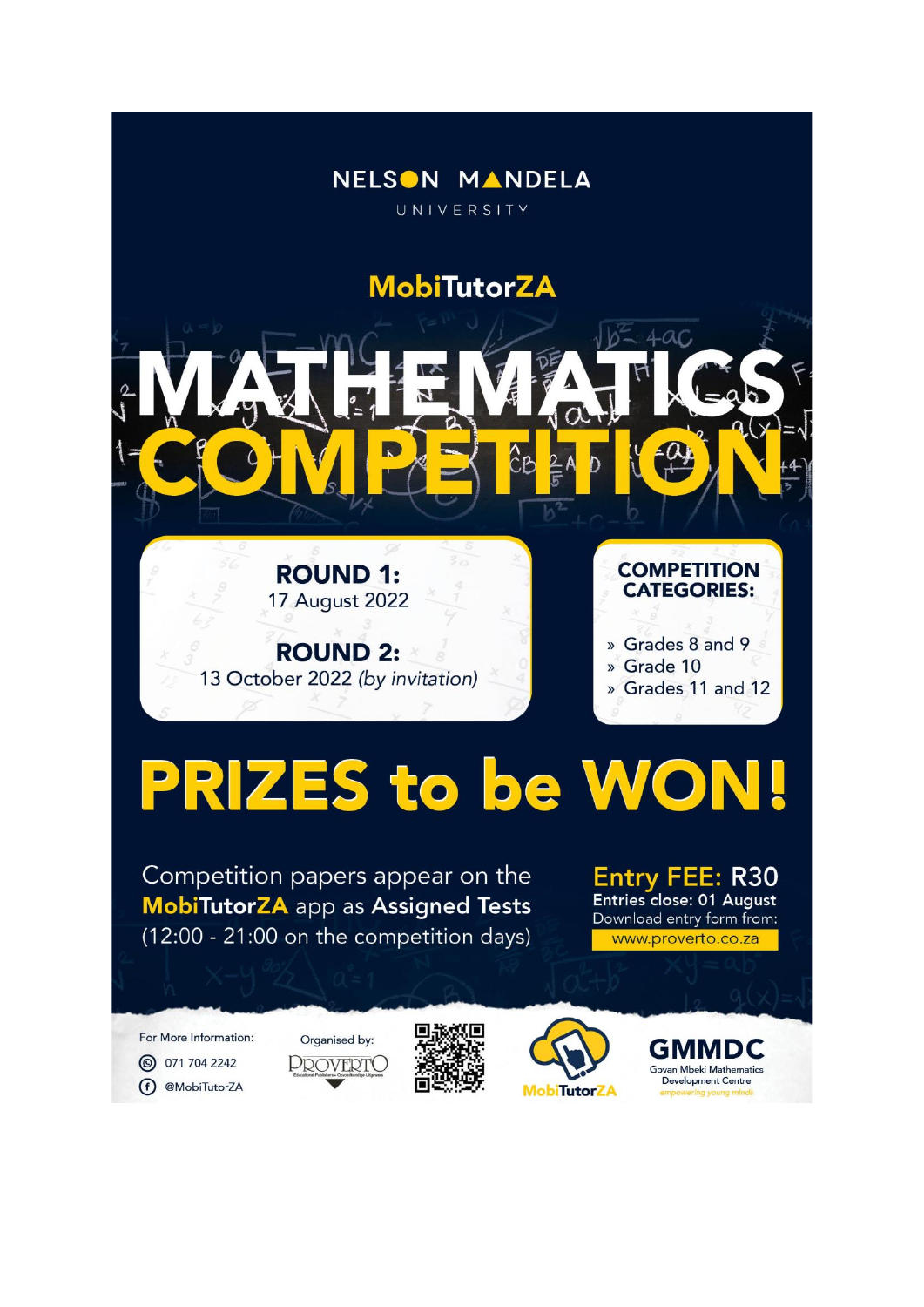NELSON MANDELA

UNIVERSITY

## MobiTutorZA

# MATHEMATICS COMPETITION

**ROUND 1:**
17 August 2022

**ROUND 2:**
13 October 2022 *(by invitation)*

**COMPETITION CATEGORIES:**

- Grades 8 and 9
- Grade 10
- Grades 11 and 12

# PRIZES to be WON!

Competition papers appear on the **MobiTutorZA** app as **Assigned Tests** (12:00 - 21:00 on the competition days)

**Entry FEE: R30**
**Entries close: 01 August**
Download entry form from:
www.proverto.co.za

For More Information:
071 704 2242
@MobiTutorZA

Organised by:
PROVERTO

MobiTutorZA

GMMDC
Govan Mbeki Mathematics Development Centre
*empowering young minds*